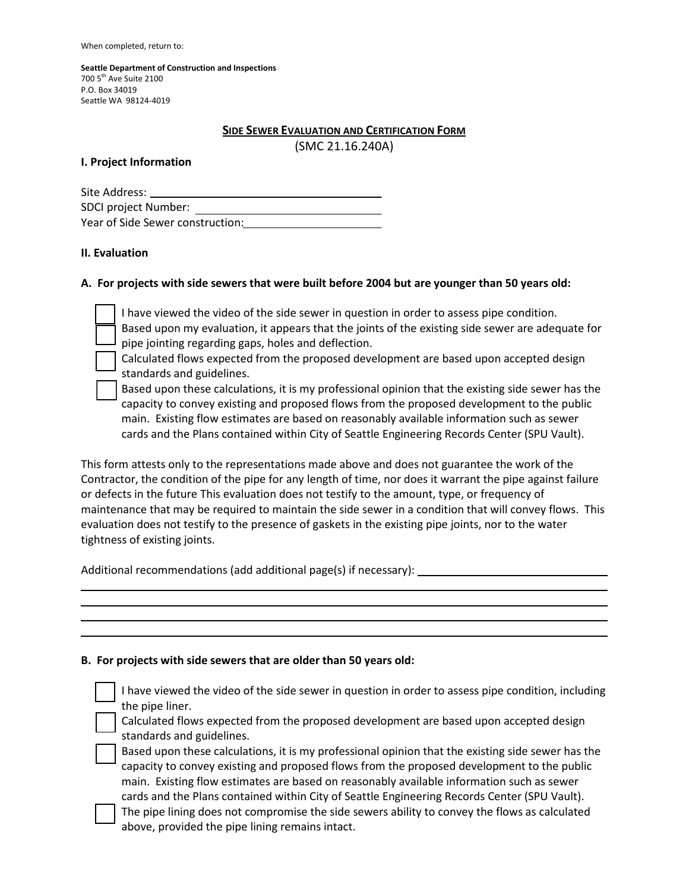When completed, return to:

**Seattle Department of Construction and Inspections**
700 5th Ave Suite 2100
P.O. Box 34019
Seattle WA 98124-4019

## SIDE SEWER EVALUATION AND CERTIFICATION FORM

(SMC 21.16.240A)

### I. Project Information

Site Address: ________________________________

SDCI project Number: ____________________________

Year of Side Sewer construction: _____________________

### II. Evaluation

**A. For projects with side sewers that were built before 2004 but are younger than 50 years old:**

- ☐ I have viewed the video of the side sewer in question in order to assess pipe condition.
- ☐ Based upon my evaluation, it appears that the joints of the existing side sewer are adequate for pipe jointing regarding gaps, holes and deflection.
- ☐ Calculated flows expected from the proposed development are based upon accepted design standards and guidelines.
- ☐ Based upon these calculations, it is my professional opinion that the existing side sewer has the capacity to convey existing and proposed flows from the proposed development to the public main. Existing flow estimates are based on reasonably available information such as sewer cards and the Plans contained within City of Seattle Engineering Records Center (SPU Vault).

This form attests only to the representations made above and does not guarantee the work of the Contractor, the condition of the pipe for any length of time, nor does it warrant the pipe against failure or defects in the future This evaluation does not testify to the amount, type, or frequency of maintenance that may be required to maintain the side sewer in a condition that will convey flows. This evaluation does not testify to the presence of gaskets in the existing pipe joints, nor to the water tightness of existing joints.

Additional recommendations (add additional page(s) if necessary): ________________________________

________________________________________________________________________________

________________________________________________________________________________

________________________________________________________________________________

________________________________________________________________________________

**B. For projects with side sewers that are older than 50 years old:**

- ☐ I have viewed the video of the side sewer in question in order to assess pipe condition, including the pipe liner.
- ☐ Calculated flows expected from the proposed development are based upon accepted design standards and guidelines.
- ☐ Based upon these calculations, it is my professional opinion that the existing side sewer has the capacity to convey existing and proposed flows from the proposed development to the public main. Existing flow estimates are based on reasonably available information such as sewer cards and the Plans contained within City of Seattle Engineering Records Center (SPU Vault).
- ☐ The pipe lining does not compromise the side sewers ability to convey the flows as calculated above, provided the pipe lining remains intact.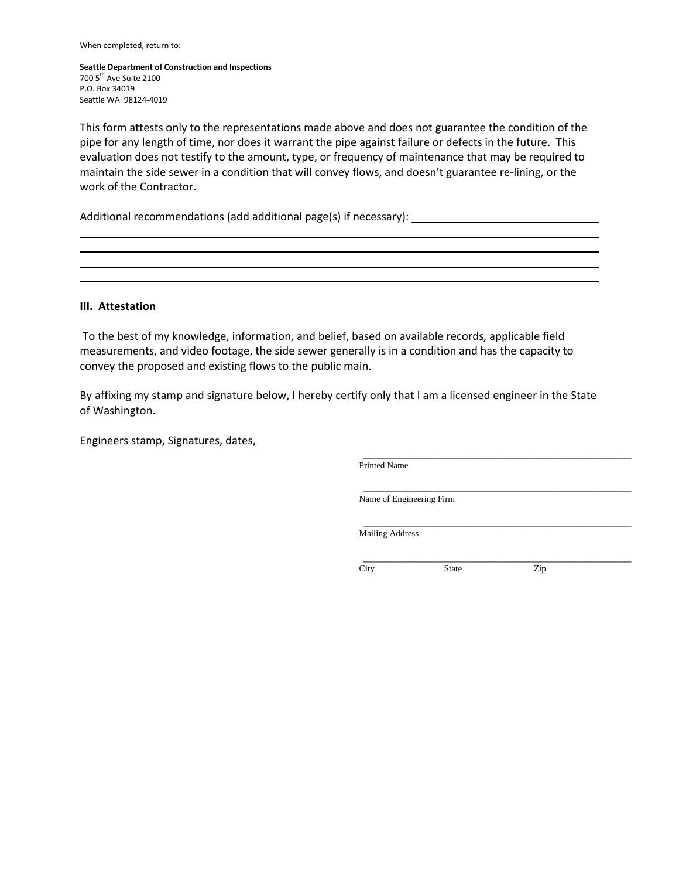When completed, return to:

**Seattle Department of Construction and Inspections**
700 5th Ave Suite 2100
P.O. Box 34019
Seattle WA 98124-4019

This form attests only to the representations made above and does not guarantee the condition of the pipe for any length of time, nor does it warrant the pipe against failure or defects in the future. This evaluation does not testify to the amount, type, or frequency of maintenance that may be required to maintain the side sewer in a condition that will convey flows, and doesn't guarantee re-lining, or the work of the Contractor.

Additional recommendations (add additional page(s) if necessary): ______________________________

_____________________________________________________________________________

_____________________________________________________________________________

_____________________________________________________________________________

_____________________________________________________________________________

### III. Attestation

To the best of my knowledge, information, and belief, based on available records, applicable field measurements, and video footage, the side sewer generally is in a condition and has the capacity to convey the proposed and existing flows to the public main.

By affixing my stamp and signature below, I hereby certify only that I am a licensed engineer in the State of Washington.

Engineers stamp, Signatures, dates,

_______________________________________________________
Printed Name

_______________________________________________________
Name of Engineering Firm

_______________________________________________________
Mailing Address

_______________________________________________________
City State Zip